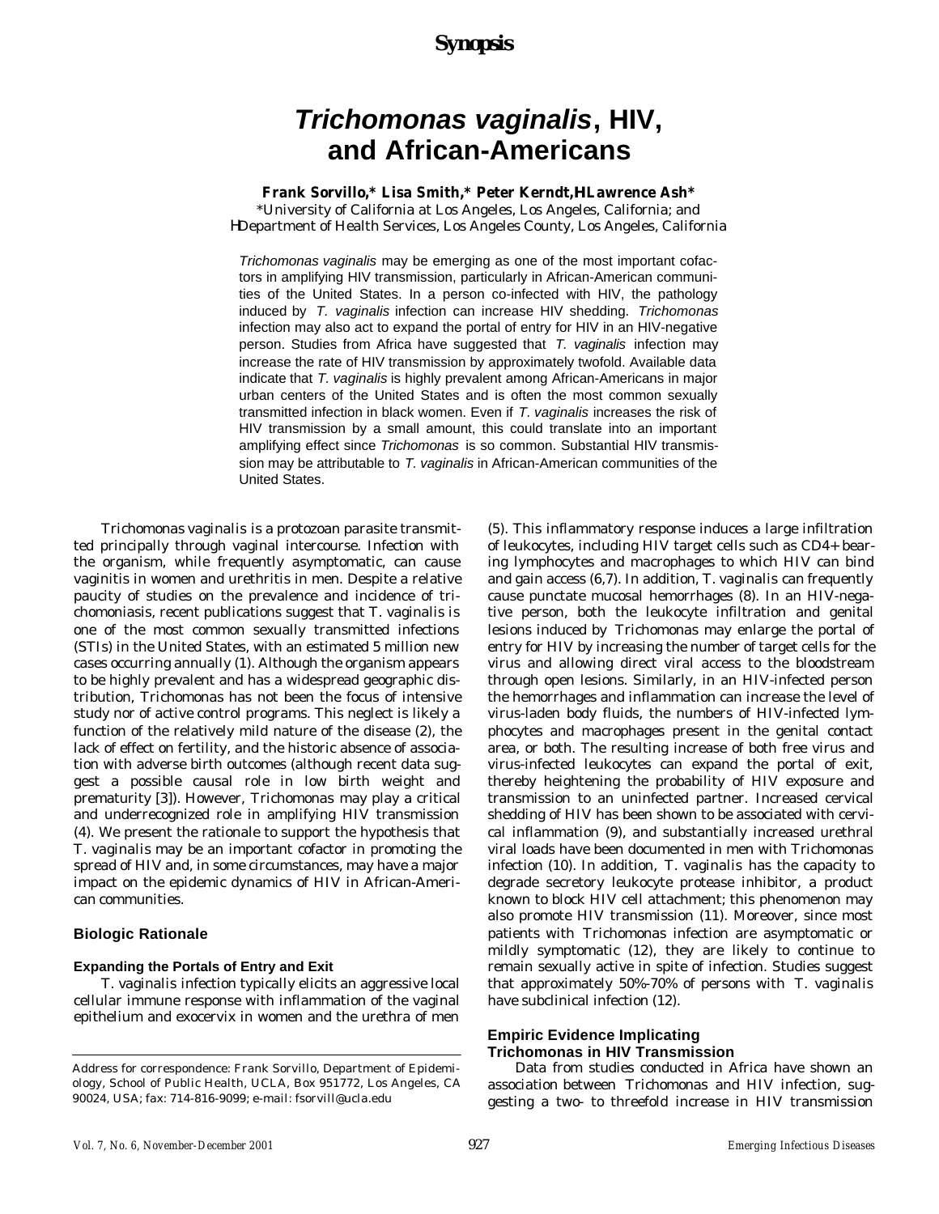Synopsis

# *Trichomonas vaginalis*, HIV, and African-Americans

**Frank Sorvillo,\* Lisa Smith,\* Peter Kerndt,† Lawrence Ash\***

\*University of California at Los Angeles, Los Angeles, California; and †Department of Health Services, Los Angeles County, Los Angeles, California

*Trichomonas vaginalis* may be emerging as one of the most important cofactors in amplifying HIV transmission, particularly in African-American communities of the United States. In a person co-infected with HIV, the pathology induced by *T. vaginalis* infection can increase HIV shedding. *Trichomonas* infection may also act to expand the portal of entry for HIV in an HIV-negative person. Studies from Africa have suggested that *T. vaginalis* infection may increase the rate of HIV transmission by approximately twofold. Available data indicate that *T. vaginalis* is highly prevalent among African-Americans in major urban centers of the United States and is often the most common sexually transmitted infection in black women. Even if *T. vaginalis* increases the risk of HIV transmission by a small amount, this could translate into an important amplifying effect since *Trichomonas* is so common. Substantial HIV transmission may be attributable to *T. vaginalis* in African-American communities of the United States.

*Trichomonas vaginalis* is a protozoan parasite transmitted principally through vaginal intercourse. Infection with the organism, while frequently asymptomatic, can cause vaginitis in women and urethritis in men. Despite a relative paucity of studies on the prevalence and incidence of trichomoniasis, recent publications suggest that *T. vaginalis* is one of the most common sexually transmitted infections (STIs) in the United States, with an estimated 5 million new cases occurring annually (1). Although the organism appears to be highly prevalent and has a widespread geographic distribution, *Trichomonas* has not been the focus of intensive study nor of active control programs. This neglect is likely a function of the relatively mild nature of the disease (2), the lack of effect on fertility, and the historic absence of association with adverse birth outcomes (although recent data suggest a possible causal role in low birth weight and prematurity [3]). However, *Trichomonas* may play a critical and underrecognized role in amplifying HIV transmission (4). We present the rationale to support the hypothesis that *T. vaginalis* may be an important cofactor in promoting the spread of HIV and, in some circumstances, may have a major impact on the epidemic dynamics of HIV in African-American communities.

## Biologic Rationale

### Expanding the Portals of Entry and Exit

*T. vaginalis* infection typically elicits an aggressive local cellular immune response with inflammation of the vaginal epithelium and exocervix in women and the urethra of men (5). This inflammatory response induces a large infiltration of leukocytes, including HIV target cells such as CD4+ bearing lymphocytes and macrophages to which HIV can bind and gain access (6,7). In addition, *T. vaginalis* can frequently cause punctate mucosal hemorrhages (8). In an HIV-negative person, both the leukocyte infiltration and genital lesions induced by *Trichomonas* may enlarge the portal of entry for HIV by increasing the number of target cells for the virus and allowing direct viral access to the bloodstream through open lesions. Similarly, in an HIV-infected person the hemorrhages and inflammation can increase the level of virus-laden body fluids, the numbers of HIV-infected lymphocytes and macrophages present in the genital contact area, or both. The resulting increase of both free virus and virus-infected leukocytes can expand the portal of exit, thereby heightening the probability of HIV exposure and transmission to an uninfected partner. Increased cervical shedding of HIV has been shown to be associated with cervical inflammation (9), and substantially increased urethral viral loads have been documented in men with *Trichomonas* infection (10). In addition, *T. vaginalis* has the capacity to degrade secretory leukocyte protease inhibitor, a product known to block HIV cell attachment; this phenomenon may also promote HIV transmission (11). Moreover, since most patients with *Trichomonas* infection are asymptomatic or mildly symptomatic (12), they are likely to continue to remain sexually active in spite of infection. Studies suggest that approximately 50%-70% of persons with *T. vaginalis* have subclinical infection (12).

### Empiric Evidence Implicating Trichomonas in HIV Transmission

Data from studies conducted in Africa have shown an association between *Trichomonas* and HIV infection, suggesting a two- to threefold increase in HIV transmission

Address for correspondence: Frank Sorvillo, Department of Epidemiology, School of Public Health, UCLA, Box 951772, Los Angeles, CA 90024, USA; fax: 714-816-9099; e-mail: fsorvill@ucla.edu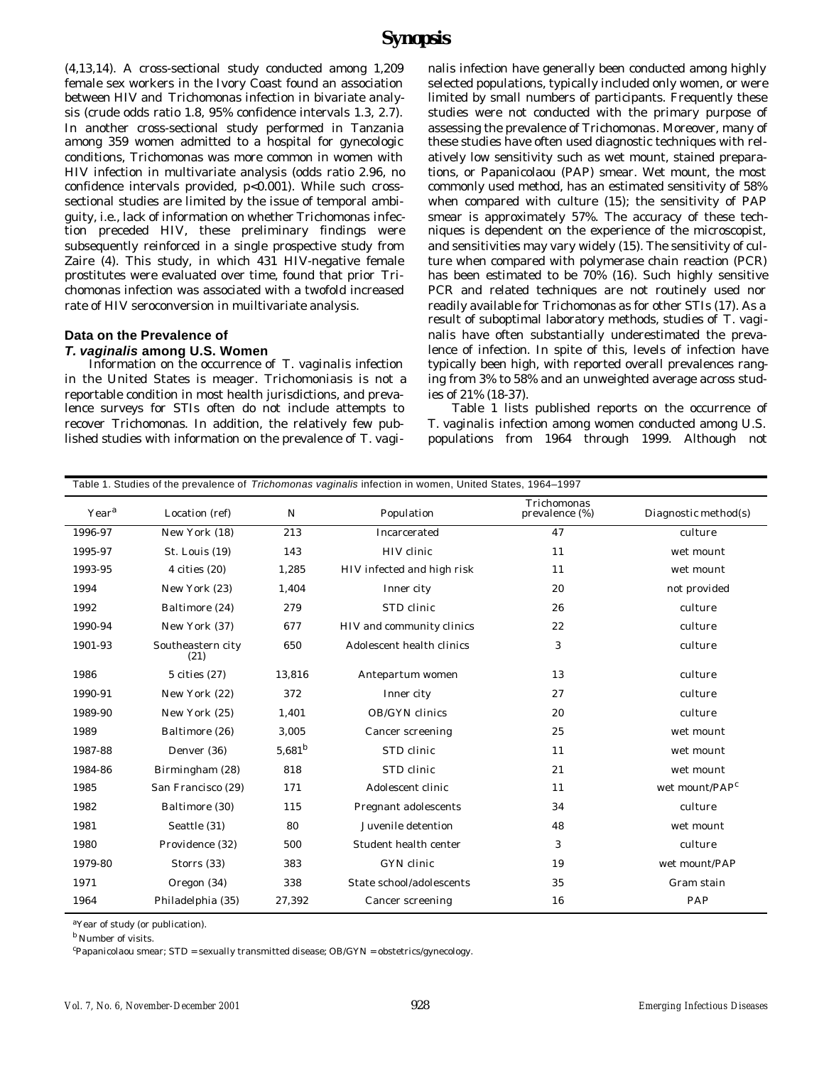(4,13,14). A cross-sectional study conducted among 1,209 female sex workers in the Ivory Coast found an association between HIV and Trichomonas infection in bivariate analysis (crude odds ratio 1.8, 95% confidence intervals 1.3, 2.7). In another cross-sectional study performed in Tanzania among 359 women admitted to a hospital for gynecologic conditions, Trichomonas was more common in women with HIV infection in multivariate analysis (odds ratio 2.96, no confidence intervals provided, p<0.001). While such cross-sectional studies are limited by the issue of temporal ambiguity, i.e., lack of information on whether Trichomonas infection preceded HIV, these preliminary findings were subsequently reinforced in a single prospective study from Zaire (4). This study, in which 431 HIV-negative female prostitutes were evaluated over time, found that prior Trichomonas infection was associated with a twofold increased rate of HIV seroconversion in muiltivariate analysis.

### Data on the Prevalence of *T. vaginalis* among U.S. Women

Information on the occurrence of *T. vaginalis* infection in the United States is meager. Trichomoniasis is not a reportable condition in most health jurisdictions, and prevalence surveys for STIs often do not include attempts to recover Trichomonas. In addition, the relatively few published studies with information on the prevalence of *T. vaginalis* infection have generally been conducted among highly selected populations, typically included only women, or were limited by small numbers of participants. Frequently these studies were not conducted with the primary purpose of assessing the prevalence of *Trichomonas*. Moreover, many of these studies have often used diagnostic techniques with relatively low sensitivity such as wet mount, stained preparations, or Papanicolaou (PAP) smear. Wet mount, the most commonly used method, has an estimated sensitivity of 58% when compared with culture (15); the sensitivity of PAP smear is approximately 57%. The accuracy of these techniques is dependent on the experience of the microscopist, and sensitivities may vary widely (15). The sensitivity of culture when compared with polymerase chain reaction (PCR) has been estimated to be 70% (16). Such highly sensitive PCR and related techniques are not routinely used nor readily available for Trichomonas as for other STIs (17). As a result of suboptimal laboratory methods, studies of *T. vaginalis* have often substantially underestimated the prevalence of infection. In spite of this, levels of infection have typically been high, with reported overall prevalences ranging from 3% to 58% and an unweighted average across studies of 21% (18-37).

Table 1 lists published reports on the occurrence of *T. vaginalis* infection among women conducted among U.S. populations from 1964 through 1999. Although not

Table 1. Studies of the prevalence of *Trichomonas vaginalis* infection in women, United States, 1964–1997

| Year[a] | Location (ref) | N | Population | Trichomonas prevalence (%) | Diagnostic method(s) |
|---|---|---|---|---|---|
| 1996-97 | New York (18) | 213 | Incarcerated | 47 | culture |
| 1995-97 | St. Louis (19) | 143 | HIV clinic | 11 | wet mount |
| 1993-95 | 4 cities (20) | 1,285 | HIV infected and high risk | 11 | wet mount |
| 1994 | New York (23) | 1,404 | Inner city | 20 | not provided |
| 1992 | Baltimore (24) | 279 | STD clinic | 26 | culture |
| 1990-94 | New York (37) | 677 | HIV and community clinics | 22 | culture |
| 1901-93 | Southeastern city (21) | 650 | Adolescent health clinics | 3 | culture |
| 1986 | 5 cities (27) | 13,816 | Antepartum women | 13 | culture |
| 1990-91 | New York (22) | 372 | Inner city | 27 | culture |
| 1989-90 | New York (25) | 1,401 | OB/GYN clinics | 20 | culture |
| 1989 | Baltimore (26) | 3,005 | Cancer screening | 25 | wet mount |
| 1987-88 | Denver (36) | 5,681[b] | STD clinic | 11 | wet mount |
| 1984-86 | Birmingham (28) | 818 | STD clinic | 21 | wet mount |
| 1985 | San Francisco (29) | 171 | Adolescent clinic | 11 | wet mount/PAP[c] |
| 1982 | Baltimore (30) | 115 | Pregnant adolescents | 34 | culture |
| 1981 | Seattle (31) | 80 | Juvenile detention | 48 | wet mount |
| 1980 | Providence (32) | 500 | Student health center | 3 | culture |
| 1979-80 | Storrs (33) | 383 | GYN clinic | 19 | wet mount/PAP |
| 1971 | Oregon (34) | 338 | State school/adolescents | 35 | Gram stain |
| 1964 | Philadelphia (35) | 27,392 | Cancer screening | 16 | PAP |

[a]Year of study (or publication).
[b]Number of visits.
[c]Papanicolaou smear; STD = sexually transmitted disease; OB/GYN = obstetrics/gynecology.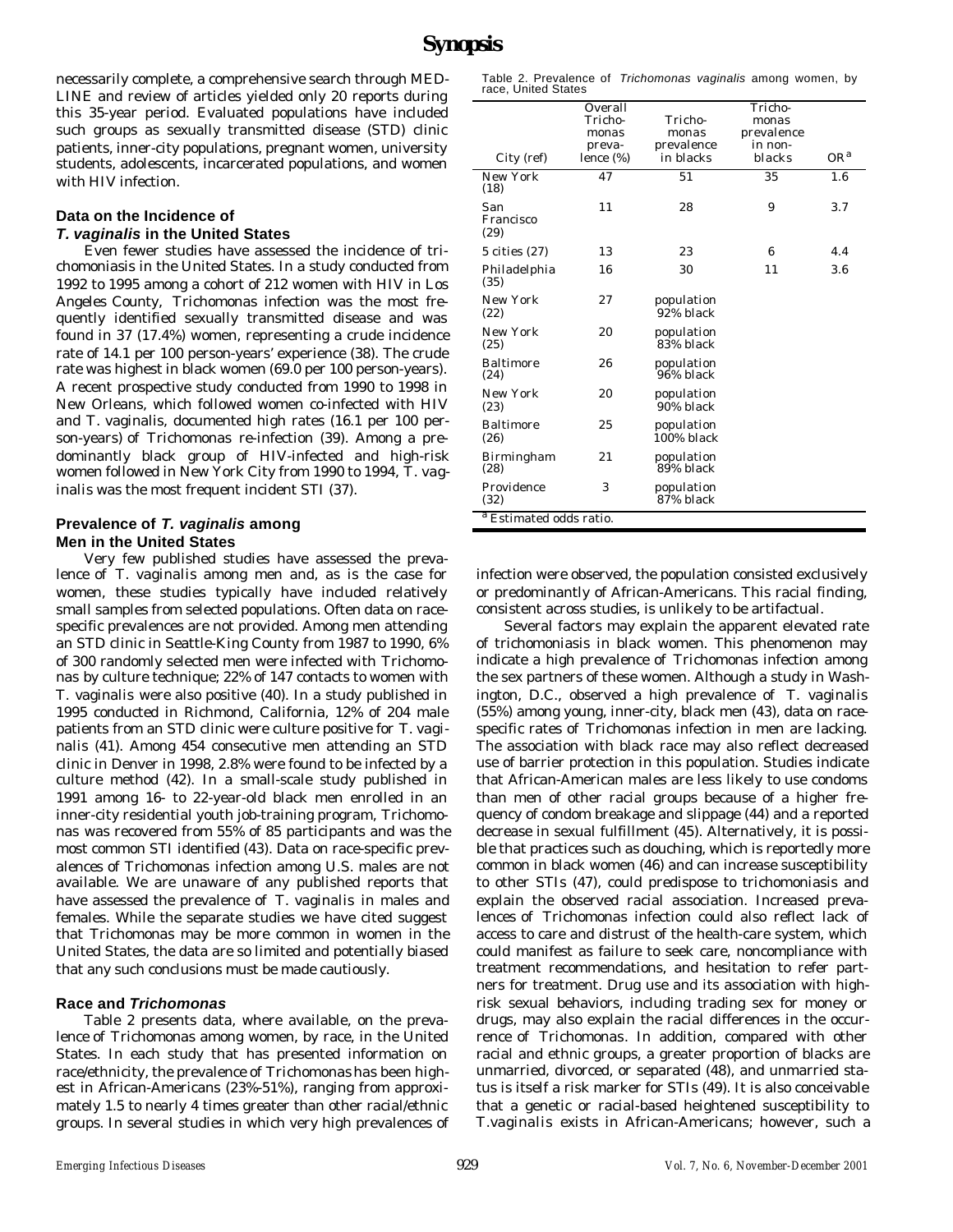necessarily complete, a comprehensive search through MEDLINE and review of articles yielded only 20 reports during this 35-year period. Evaluated populations have included such groups as sexually transmitted disease (STD) clinic patients, inner-city populations, pregnant women, university students, adolescents, incarcerated populations, and women with HIV infection.

### Data on the Incidence of *T. vaginalis* in the United States

Even fewer studies have assessed the incidence of trichomoniasis in the United States. In a study conducted from 1992 to 1995 among a cohort of 212 women with HIV in Los Angeles County, Trichomonas infection was the most frequently identified sexually transmitted disease and was found in 37 (17.4%) women, representing a crude incidence rate of 14.1 per 100 person-years' experience (38). The crude rate was highest in black women (69.0 per 100 person-years). A recent prospective study conducted from 1990 to 1998 in New Orleans, which followed women co-infected with HIV and T. vaginalis, documented high rates (16.1 per 100 person-years) of Trichomonas re-infection (39). Among a predominantly black group of HIV-infected and high-risk women followed in New York City from 1990 to 1994, T. vaginalis was the most frequent incident STI (37).

### Prevalence of *T. vaginalis* among Men in the United States

Very few published studies have assessed the prevalence of T. vaginalis among men and, as is the case for women, these studies typically have included relatively small samples from selected populations. Often data on race-specific prevalences are not provided. Among men attending an STD clinic in Seattle-King County from 1987 to 1990, 6% of 300 randomly selected men were infected with Trichomonas by culture technique; 22% of 147 contacts to women with T. vaginalis were also positive (40). In a study published in 1995 conducted in Richmond, California, 12% of 204 male patients from an STD clinic were culture positive for T. vaginalis (41). Among 454 consecutive men attending an STD clinic in Denver in 1998, 2.8% were found to be infected by a culture method (42). In a small-scale study published in 1991 among 16- to 22-year-old black men enrolled in an inner-city residential youth job-training program, Trichomonas was recovered from 55% of 85 participants and was the most common STI identified (43). Data on race-specific prevalences of Trichomonas infection among U.S. males are not available. We are unaware of any published reports that have assessed the prevalence of T. vaginalis in males and females. While the separate studies we have cited suggest that Trichomonas may be more common in women in the United States, the data are so limited and potentially biased that any such conclusions must be made cautiously.

### Race and *Trichomonas*

Table 2 presents data, where available, on the prevalence of Trichomonas among women, by race, in the United States. In each study that has presented information on race/ethnicity, the prevalence of Trichomonas has been highest in African-Americans (23%-51%), ranging from approximately 1.5 to nearly 4 times greater than other racial/ethnic groups. In several studies in which very high prevalences of infection were observed, the population consisted exclusively or predominantly of African-Americans. This racial finding, consistent across studies, is unlikely to be artifactual.

Table 2. Prevalence of *Trichomonas vaginalis* among women, by race, United States

| City (ref) | Overall Trichomonas prevalence (%) | Trichomonas prevalence in blacks | Trichomonas prevalence in non-blacks | OR[a] |
|---|---|---|---|---|
| New York (18) | 47 | 51 | 35 | 1.6 |
| San Francisco (29) | 11 | 28 | 9 | 3.7 |
| 5 cities (27) | 13 | 23 | 6 | 4.4 |
| Philadelphia (35) | 16 | 30 | 11 | 3.6 |
| New York (22) | 27 | population 92% black | | |
| New York (25) | 20 | population 83% black | | |
| Baltimore (24) | 26 | population 96% black | | |
| New York (23) | 20 | population 90% black | | |
| Baltimore (26) | 25 | population 100% black | | |
| Birmingham (28) | 21 | population 89% black | | |
| Providence (32) | 3 | population 87% black | | |

[a] Estimated odds ratio.

Several factors may explain the apparent elevated rate of trichomoniasis in black women. This phenomenon may indicate a high prevalence of Trichomonas infection among the sex partners of these women. Although a study in Washington, D.C., observed a high prevalence of T. vaginalis (55%) among young, inner-city, black men (43), data on race-specific rates of Trichomonas infection in men are lacking. The association with black race may also reflect decreased use of barrier protection in this population. Studies indicate that African-American males are less likely to use condoms than men of other racial groups because of a higher frequency of condom breakage and slippage (44) and a reported decrease in sexual fulfillment (45). Alternatively, it is possible that practices such as douching, which is reportedly more common in black women (46) and can increase susceptibility to other STIs (47), could predispose to trichomoniasis and explain the observed racial association. Increased prevalences of Trichomonas infection could also reflect lack of access to care and distrust of the health-care system, which could manifest as failure to seek care, noncompliance with treatment recommendations, and hesitation to refer partners for treatment. Drug use and its association with high-risk sexual behaviors, including trading sex for money or drugs, may also explain the racial differences in the occurrence of Trichomonas. In addition, compared with other racial and ethnic groups, a greater proportion of blacks are unmarried, divorced, or separated (48), and unmarried status is itself a risk marker for STIs (49). It is also conceivable that a genetic or racial-based heightened susceptibility to T.vaginalis exists in African-Americans; however, such a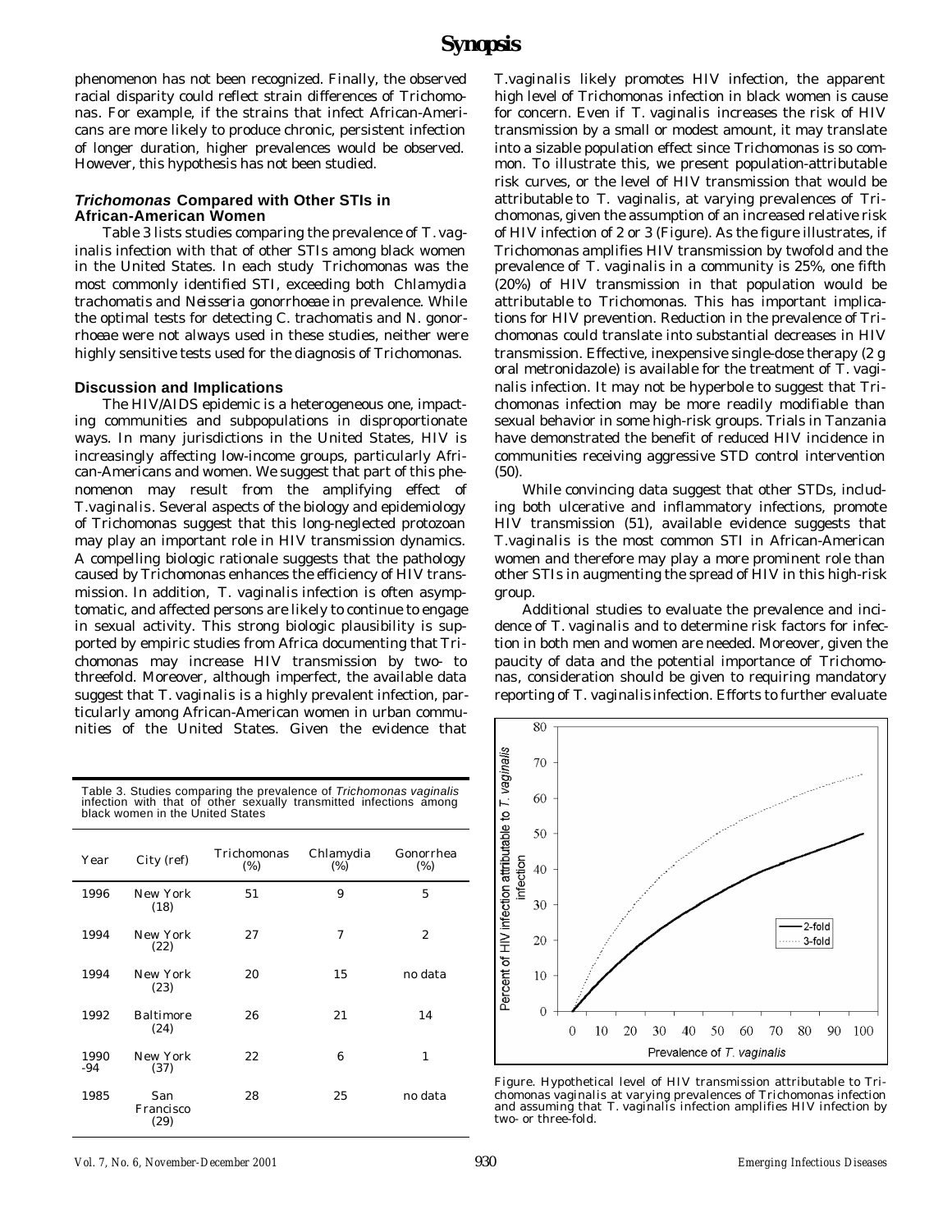phenomenon has not been recognized. Finally, the observed racial disparity could reflect strain differences of Trichomonas. For example, if the strains that infect African-Americans are more likely to produce chronic, persistent infection of longer duration, higher prevalences would be observed. However, this hypothesis has not been studied.

### *Trichomonas* Compared with Other STIs in African-American Women

Table 3 lists studies comparing the prevalence of *T. vaginalis* infection with that of other STIs among black women in the United States. In each study Trichomonas was the most commonly identified STI, exceeding both *Chlamydia trachomatis* and *Neisseria gonorrhoeae* in prevalence. While the optimal tests for detecting *C. trachomatis* and *N. gonorrhoeae* were not always used in these studies, neither were highly sensitive tests used for the diagnosis of Trichomonas.

### Discussion and Implications

The HIV/AIDS epidemic is a heterogeneous one, impacting communities and subpopulations in disproportionate ways. In many jurisdictions in the United States, HIV is increasingly affecting low-income groups, particularly African-Americans and women. We suggest that part of this phenomenon may result from the amplifying effect of *T.vaginalis*. Several aspects of the biology and epidemiology of Trichomonas suggest that this long-neglected protozoan may play an important role in HIV transmission dynamics. A compelling biologic rationale suggests that the pathology caused by Trichomonas enhances the efficiency of HIV transmission. In addition, *T. vaginalis* infection is often asymptomatic, and affected persons are likely to continue to engage in sexual activity. This strong biologic plausibility is supported by empiric studies from Africa documenting that Trichomonas may increase HIV transmission by two- to threefold. Moreover, although imperfect, the available data suggest that *T. vaginalis* is a highly prevalent infection, particularly among African-American women in urban communities of the United States. Given the evidence that *T.vaginalis* likely promotes HIV infection, the apparent high level of Trichomonas infection in black women is cause for concern. Even if *T. vaginalis* increases the risk of HIV transmission by a small or modest amount, it may translate into a sizable population effect since Trichomonas is so common. To illustrate this, we present population-attributable risk curves, or the level of HIV transmission that would be attributable to *T. vaginalis*, at varying prevalences of Trichomonas, given the assumption of an increased relative risk of HIV infection of 2 or 3 (Figure). As the figure illustrates, if Trichomonas amplifies HIV transmission by twofold and the prevalence of *T. vaginalis* in a community is 25%, one fifth (20%) of HIV transmission in that population would be attributable to Trichomonas. This has important implications for HIV prevention. Reduction in the prevalence of Trichomonas could translate into substantial decreases in HIV transmission. Effective, inexpensive single-dose therapy (2 g oral metronidazole) is available for the treatment of *T. vaginalis* infection. It may not be hyperbole to suggest that Trichomonas infection may be more readily modifiable than sexual behavior in some high-risk groups. Trials in Tanzania have demonstrated the benefit of reduced HIV incidence in communities receiving aggressive STD control intervention (50).

While convincing data suggest that other STDs, including both ulcerative and inflammatory infections, promote HIV transmission (51), available evidence suggests that *T.vaginalis* is the most common STI in African-American women and therefore may play a more prominent role than other STIs in augmenting the spread of HIV in this high-risk group.

Additional studies to evaluate the prevalence and incidence of *T. vaginalis* and to determine risk factors for infection in both men and women are needed. Moreover, given the paucity of data and the potential importance of Trichomonas, consideration should be given to requiring mandatory reporting of *T. vaginalis* infection. Efforts to further evaluate

Table 3. Studies comparing the prevalence of *Trichomonas vaginalis* infection with that of other sexually transmitted infections among black women in the United States

| Year | City (ref) | Trichomonas (%) | Chlamydia (%) | Gonorrhea (%) |
|---|---|---|---|---|
| 1996 | New York (18) | 51 | 9 | 5 |
| 1994 | New York (22) | 27 | 7 | 2 |
| 1994 | New York (23) | 20 | 15 | no data |
| 1992 | Baltimore (24) | 26 | 21 | 14 |
| 1990 -94 | New York (37) | 22 | 6 | 1 |
| 1985 | San Francisco (29) | 28 | 25 | no data |

Figure. Hypothetical level of HIV transmission attributable to Trichomonas vaginalis at varying prevalences of Trichomonas infection and assuming that *T. vaginalis* infection amplifies HIV infection by two- or three-fold.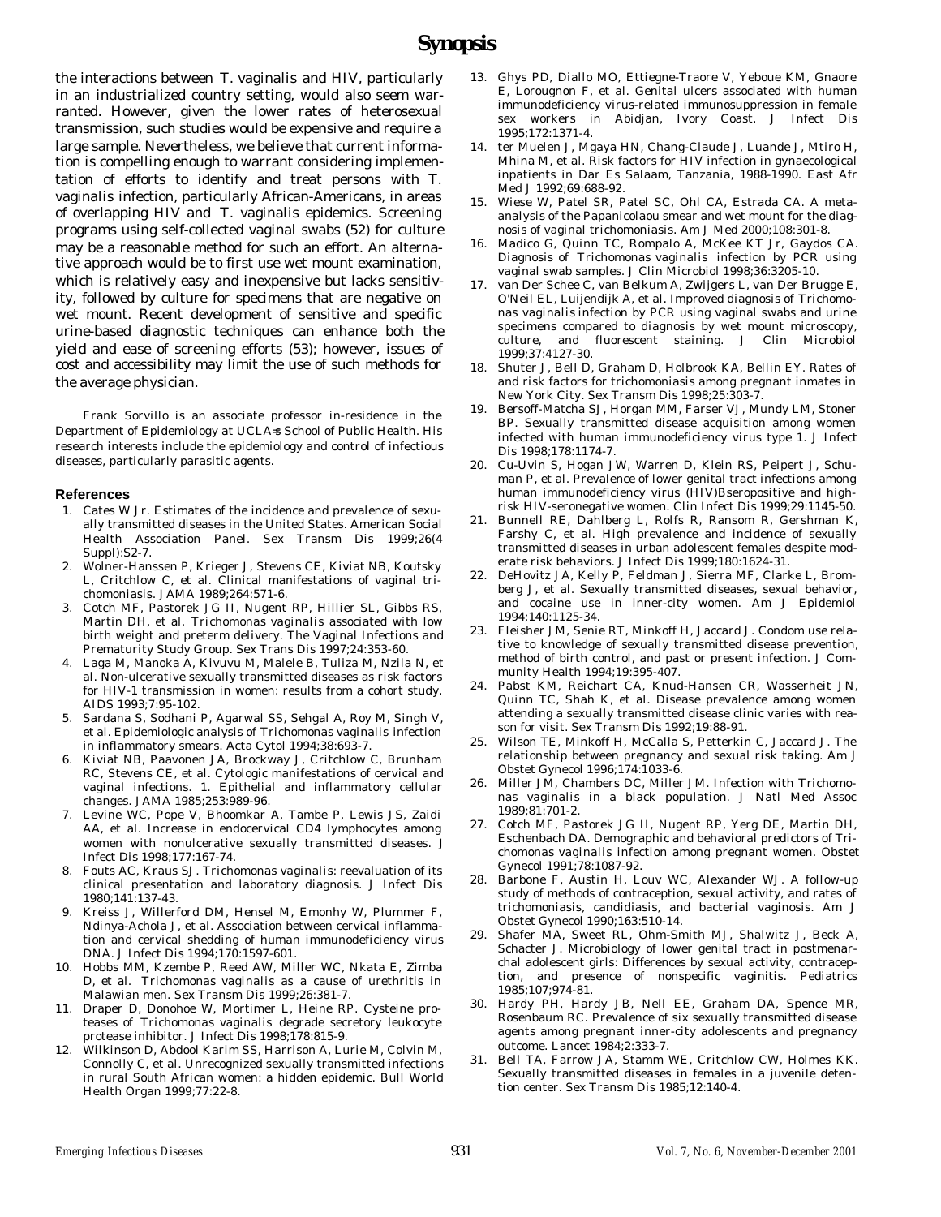the interactions between *T. vaginalis* and HIV, particularly in an industrialized country setting, would also seem warranted. However, given the lower rates of heterosexual transmission, such studies would be expensive and require a large sample. Nevertheless, we believe that current information is compelling enough to warrant considering implementation of efforts to identify and treat persons with *T. vaginalis* infection, particularly African-Americans, in areas of overlapping HIV and *T. vaginalis* epidemics. Screening programs using self-collected vaginal swabs (52) for culture may be a reasonable method for such an effort. An alternative approach would be to first use wet mount examination, which is relatively easy and inexpensive but lacks sensitivity, followed by culture for specimens that are negative on wet mount. Recent development of sensitive and specific urine-based diagnostic techniques can enhance both the yield and ease of screening efforts (53); however, issues of cost and accessibility may limit the use of such methods for the average physician.

Frank Sorvillo is an associate professor in-residence in the Department of Epidemiology at UCLA=s School of Public Health. His research interests include the epidemiology and control of infectious diseases, particularly parasitic agents.

## References

1. Cates W Jr. Estimates of the incidence and prevalence of sexually transmitted diseases in the United States. American Social Health Association Panel. Sex Transm Dis 1999;26(4 Suppl):S2-7.
2. Wolner-Hanssen P, Krieger J, Stevens CE, Kiviat NB, Koutsky L, Critchlow C, et al. Clinical manifestations of vaginal trichomoniasis. JAMA 1989;264:571-6.
3. Cotch MF, Pastorek JG II, Nugent RP, Hillier SL, Gibbs RS, Martin DH, et al. *Trichomonas vaginalis* associated with low birth weight and preterm delivery. The Vaginal Infections and Prematurity Study Group. Sex Trans Dis 1997;24:353-60.
4. Laga M, Manoka A, Kivuvu M, Malele B, Tuliza M, Nzila N, et al. Non-ulcerative sexually transmitted diseases as risk factors for HIV-1 transmission in women: results from a cohort study. AIDS 1993;7:95-102.
5. Sardana S, Sodhani P, Agarwal SS, Sehgal A, Roy M, Singh V, et al. Epidemiologic analysis of *Trichomonas vaginalis* infection in inflammatory smears. Acta Cytol 1994;38:693-7.
6. Kiviat NB, Paavonen JA, Brockway J, Critchlow C, Brunham RC, Stevens CE, et al. Cytologic manifestations of cervical and vaginal infections. 1. Epithelial and inflammatory cellular changes. JAMA 1985;253:989-96.
7. Levine WC, Pope V, Bhoomkar A, Tambe P, Lewis JS, Zaidi AA, et al. Increase in endocervical CD4 lymphocytes among women with nonulcerative sexually transmitted diseases. J Infect Dis 1998;177:167-74.
8. Fouts AC, Kraus SJ. *Trichomonas vaginalis*: reevaluation of its clinical presentation and laboratory diagnosis. J Infect Dis 1980;141:137-43.
9. Kreiss J, Willerford DM, Hensel M, Emonhy W, Plummer F, Ndinya-Achola J, et al. Association between cervical inflammation and cervical shedding of human immunodeficiency virus DNA. J Infect Dis 1994;170:1597-601.
10. Hobbs MM, Kzembe P, Reed AW, Miller WC, Nkata E, Zimba D, et al. *Trichomonas vaginalis* as a cause of urethritis in Malawian men. Sex Transm Dis 1999;26:381-7.
11. Draper D, Donohoe W, Mortimer L, Heine RP. Cysteine proteases of *Trichomonas vaginalis* degrade secretory leukocyte protease inhibitor. J Infect Dis 1998;178:815-9.
12. Wilkinson D, Abdool Karim SS, Harrison A, Lurie M, Colvin M, Connolly C, et al. Unrecognized sexually transmitted infections in rural South African women: a hidden epidemic. Bull World Health Organ 1999;77:22-8.
13. Ghys PD, Diallo MO, Ettiegne-Traore V, Yeboue KM, Gnaore E, Lorougnon F, et al. Genital ulcers associated with human immunodeficiency virus-related immunosuppression in female sex workers in Abidjan, Ivory Coast. J Infect Dis 1995;172:1371-4.
14. ter Muelen J, Mgaya HN, Chang-Claude J, Luande J, Mtiro H, Mhina M, et al. Risk factors for HIV infection in gynaecological inpatients in Dar Es Salaam, Tanzania, 1988-1990. East Afr Med J 1992;69:688-92.
15. Wiese W, Patel SR, Patel SC, Ohl CA, Estrada CA. A meta-analysis of the Papanicolaou smear and wet mount for the diagnosis of vaginal trichomoniasis. Am J Med 2000;108:301-8.
16. Madico G, Quinn TC, Rompalo A, McKee KT Jr, Gaydos CA. Diagnosis of *Trichomonas vaginalis* infection by PCR using vaginal swab samples. J Clin Microbiol 1998;36:3205-10.
17. van Der Schee C, van Belkum A, Zwijgers L, van Der Brugge E, O'Neil EL, Luijendijk A, et al. Improved diagnosis of *Trichomonas vaginalis* infection by PCR using vaginal swabs and urine specimens compared to diagnosis by wet mount microscopy, culture, and fluorescent staining. J Clin Microbiol 1999;37:4127-30.
18. Shuter J, Bell D, Graham D, Holbrook KA, Bellin EY. Rates of and risk factors for trichomoniasis among pregnant inmates in New York City. Sex Transm Dis 1998;25:303-7.
19. Bersoff-Matcha SJ, Horgan MM, Farser VJ, Mundy LM, Stoner BP. Sexually transmitted disease acquisition among women infected with human immunodeficiency virus type 1. J Infect Dis 1998;178:1174-7.
20. Cu-Uvin S, Hogan JW, Warren D, Klein RS, Peipert J, Schuman P, et al. Prevalence of lower genital tract infections among human immunodeficiency virus (HIV)Bseropositive and high-risk HIV-seronegative women. Clin Infect Dis 1999;29:1145-50.
21. Bunnell RE, Dahlberg L, Rolfs R, Ransom R, Gershman K, Farshy C, et al. High prevalence and incidence of sexually transmitted diseases in urban adolescent females despite moderate risk behaviors. J Infect Dis 1999;180:1624-31.
22. DeHovitz JA, Kelly P, Feldman J, Sierra MF, Clarke L, Bromberg J, et al. Sexually transmitted diseases, sexual behavior, and cocaine use in inner-city women. Am J Epidemiol 1994;140:1125-34.
23. Fleisher JM, Senie RT, Minkoff H, Jaccard J. Condom use relative to knowledge of sexually transmitted disease prevention, method of birth control, and past or present infection. J Community Health 1994;19:395-407.
24. Pabst KM, Reichart CA, Knud-Hansen CR, Wasserheit JN, Quinn TC, Shah K, et al. Disease prevalence among women attending a sexually transmitted disease clinic varies with reason for visit. Sex Transm Dis 1992;19:88-91.
25. Wilson TE, Minkoff H, McCalla S, Petterkin C, Jaccard J. The relationship between pregnancy and sexual risk taking. Am J Obstet Gynecol 1996;174:1033-6.
26. Miller JM, Chambers DC, Miller JM. Infection with *Trichomonas vaginalis* in a black population. J Natl Med Assoc 1989;81:701-2.
27. Cotch MF, Pastorek JG II, Nugent RP, Yerg DE, Martin DH, Eschenbach DA. Demographic and behavioral predictors of *Trichomonas vaginalis* infection among pregnant women. Obstet Gynecol 1991;78:1087-92.
28. Barbone F, Austin H, Louv WC, Alexander WJ. A follow-up study of methods of contraception, sexual activity, and rates of trichomoniasis, candidiasis, and bacterial vaginosis. Am J Obstet Gynecol 1990;163:510-14.
29. Shafer MA, Sweet RL, Ohm-Smith MJ, Shalwitz J, Beck A, Schacter J. Microbiology of lower genital tract in postmenarchal adolescent girls: Differences by sexual activity, contraception, and presence of nonspecific vaginitis. Pediatrics 1985;107;974-81.
30. Hardy PH, Hardy JB, Nell EE, Graham DA, Spence MR, Rosenbaum RC. Prevalence of six sexually transmitted disease agents among pregnant inner-city adolescents and pregnancy outcome. Lancet 1984;2:333-7.
31. Bell TA, Farrow JA, Stamm WE, Critchlow CW, Holmes KK. Sexually transmitted diseases in females in a juvenile detention center. Sex Transm Dis 1985;12:140-4.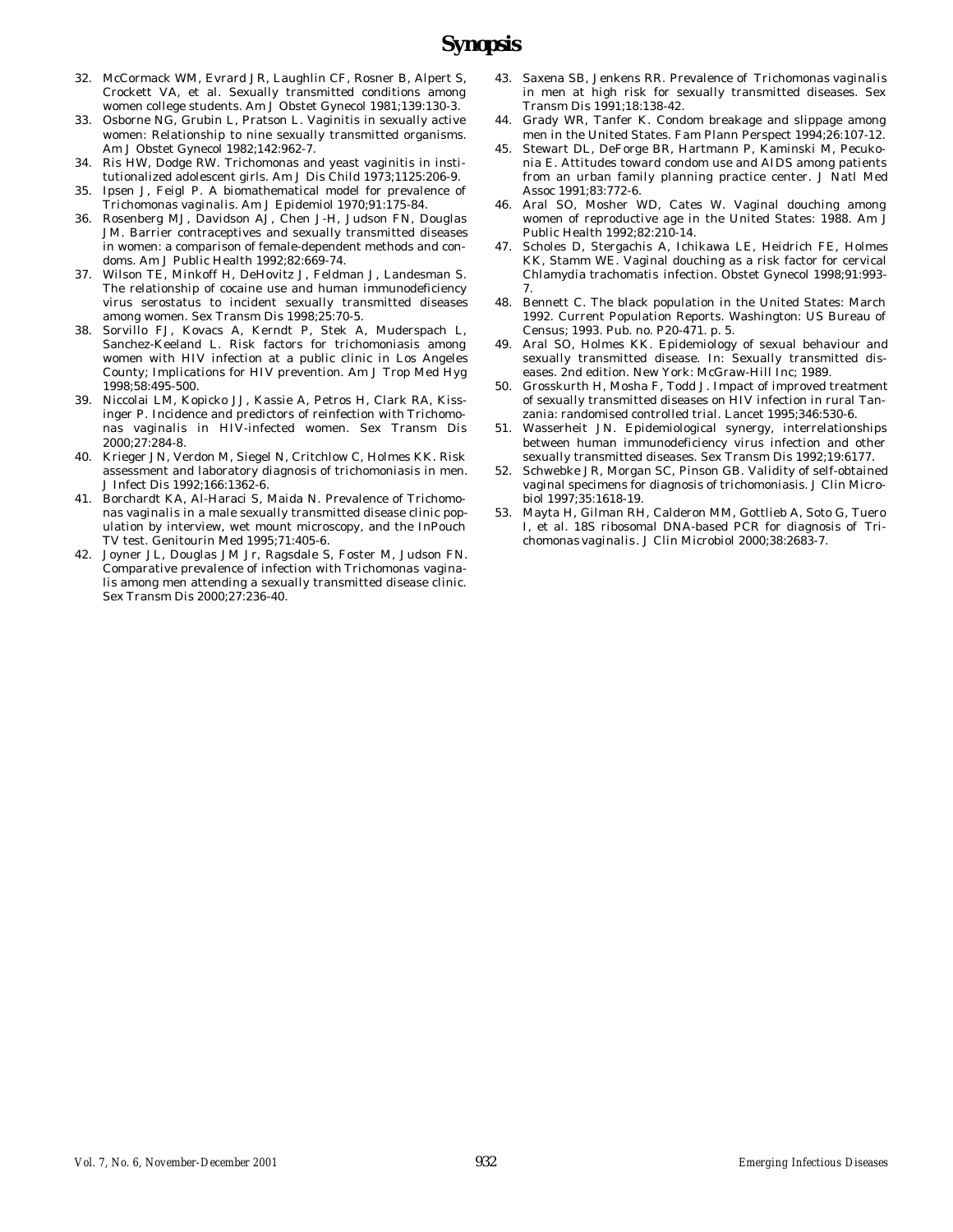32. McCormack WM, Evrard JR, Laughlin CF, Rosner B, Alpert S, Crockett VA, et al. Sexually transmitted conditions among women college students. Am J Obstet Gynecol 1981;139:130-3.
33. Osborne NG, Grubin L, Pratson L. Vaginitis in sexually active women: Relationship to nine sexually transmitted organisms. Am J Obstet Gynecol 1982;142:962-7.
34. Ris HW, Dodge RW. Trichomonas and yeast vaginitis in institutionalized adolescent girls. Am J Dis Child 1973;1125:206-9.
35. Ipsen J, Feigl P. A biomathematical model for prevalence of *Trichomonas vaginalis*. Am J Epidemiol 1970;91:175-84.
36. Rosenberg MJ, Davidson AJ, Chen J-H, Judson FN, Douglas JM. Barrier contraceptives and sexually transmitted diseases in women: a comparison of female-dependent methods and condoms. Am J Public Health 1992;82:669-74.
37. Wilson TE, Minkoff H, DeHovitz J, Feldman J, Landesman S. The relationship of cocaine use and human immunodeficiency virus serostatus to incident sexually transmitted diseases among women. Sex Transm Dis 1998;25:70-5.
38. Sorvillo FJ, Kovacs A, Kerndt P, Stek A, Muderspach L, Sanchez-Keeland L. Risk factors for trichomoniasis among women with HIV infection at a public clinic in Los Angeles County; Implications for HIV prevention. Am J Trop Med Hyg 1998;58:495-500.
39. Niccolai LM, Kopicko JJ, Kassie A, Petros H, Clark RA, Kissinger P. Incidence and predictors of reinfection with Trichomonas vaginalis in HIV-infected women. Sex Transm Dis 2000;27:284-8.
40. Krieger JN, Verdon M, Siegel N, Critchlow C, Holmes KK. Risk assessment and laboratory diagnosis of trichomoniasis in men. J Infect Dis 1992;166:1362-6.
41. Borchardt KA, Al-Haraci S, Maida N. Prevalence of *Trichomonas vaginalis* in a male sexually transmitted disease clinic population by interview, wet mount microscopy, and the InPouch TV test. Genitourin Med 1995;71:405-6.
42. Joyner JL, Douglas JM Jr, Ragsdale S, Foster M, Judson FN. Comparative prevalence of infection with *Trichomonas vaginalis* among men attending a sexually transmitted disease clinic. Sex Transm Dis 2000;27:236-40.
43. Saxena SB, Jenkens RR. Prevalence of *Trichomonas vaginalis* in men at high risk for sexually transmitted diseases. Sex Transm Dis 1991;18:138-42.
44. Grady WR, Tanfer K. Condom breakage and slippage among men in the United States. Fam Plann Perspect 1994;26:107-12.
45. Stewart DL, DeForge BR, Hartmann P, Kaminski M, Pecukonia E. Attitudes toward condom use and AIDS among patients from an urban family planning practice center. J Natl Med Assoc 1991;83:772-6.
46. Aral SO, Mosher WD, Cates W. Vaginal douching among women of reproductive age in the United States: 1988. Am J Public Health 1992;82:210-14.
47. Scholes D, Stergachis A, Ichikawa LE, Heidrich FE, Holmes KK, Stamm WE. Vaginal douching as a risk factor for cervical *Chlamydia trachomatis* infection. Obstet Gynecol 1998;91:993-7.
48. Bennett C. The black population in the United States: March 1992. Current Population Reports. Washington: US Bureau of Census; 1993. Pub. no. P20-471. p. 5.
49. Aral SO, Holmes KK. Epidemiology of sexual behaviour and sexually transmitted disease. In: Sexually transmitted diseases. 2nd edition. New York: McGraw-Hill Inc; 1989.
50. Grosskurth H, Mosha F, Todd J. Impact of improved treatment of sexually transmitted diseases on HIV infection in rural Tanzania: randomised controlled trial. Lancet 1995;346:530-6.
51. Wasserheit JN. Epidemiological synergy, interrelationships between human immunodeficiency virus infection and other sexually transmitted diseases. Sex Transm Dis 1992;19:6177.
52. Schwebke JR, Morgan SC, Pinson GB. Validity of self-obtained vaginal specimens for diagnosis of trichomoniasis. J Clin Microbiol 1997;35:1618-19.
53. Mayta H, Gilman RH, Calderon MM, Gottlieb A, Soto G, Tuero I, et al. 18S ribosomal DNA-based PCR for diagnosis of *Trichomonas vaginalis*. J Clin Microbiol 2000;38:2683-7.